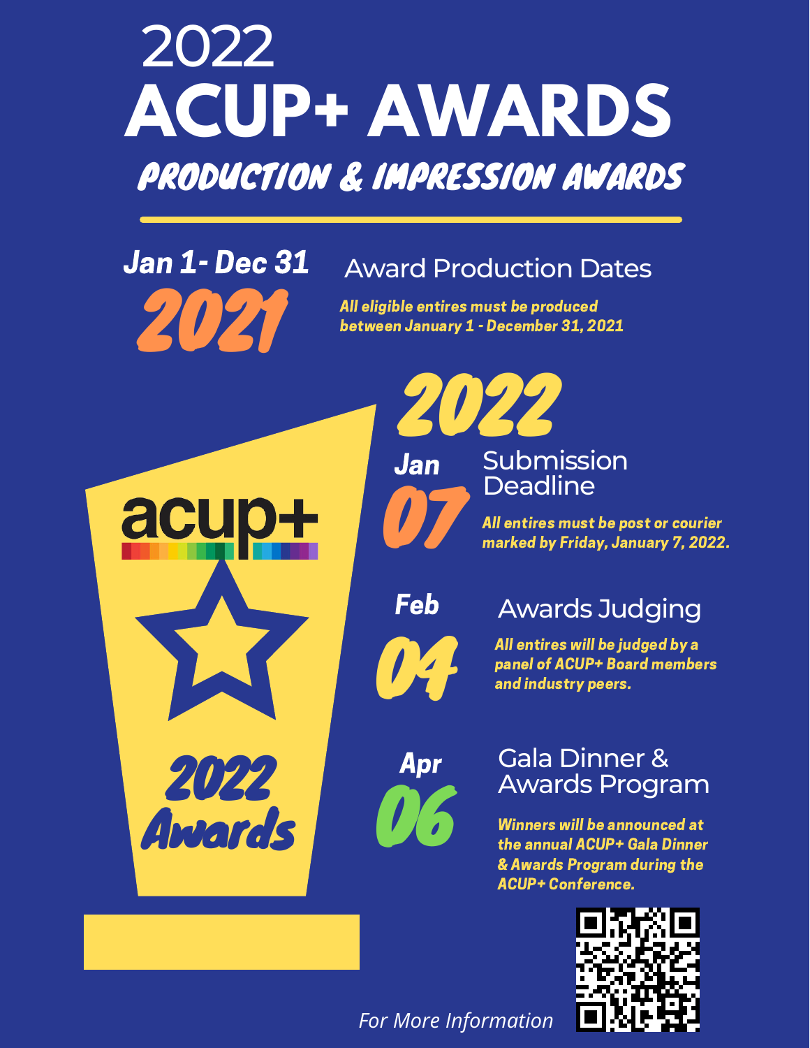# 2022 ACUP+ AWARDS

## PRODUCTION & IMPRESSION AWARDS

**Jan 1- Dec 31 2021**

### Award Production Dates

*All eligible entires must be produced between January 1 - December 31, 2021*

## 2022

**Jan 07**

### Submission Deadline

*All entires must be post or courier marked by Friday, January 7, 2022.*

**Feb 04**

### Awards Judging

*All entires will be judged by a panel of ACUP+ Board members and industry peers.*

**Apr 06**

### Gala Dinner & Awards Program

*Winners will be announced at the annual ACUP+ Gala Dinner & Awards Program during the ACUP+ Conference.*

acup+

2022 Awards

*For More Information*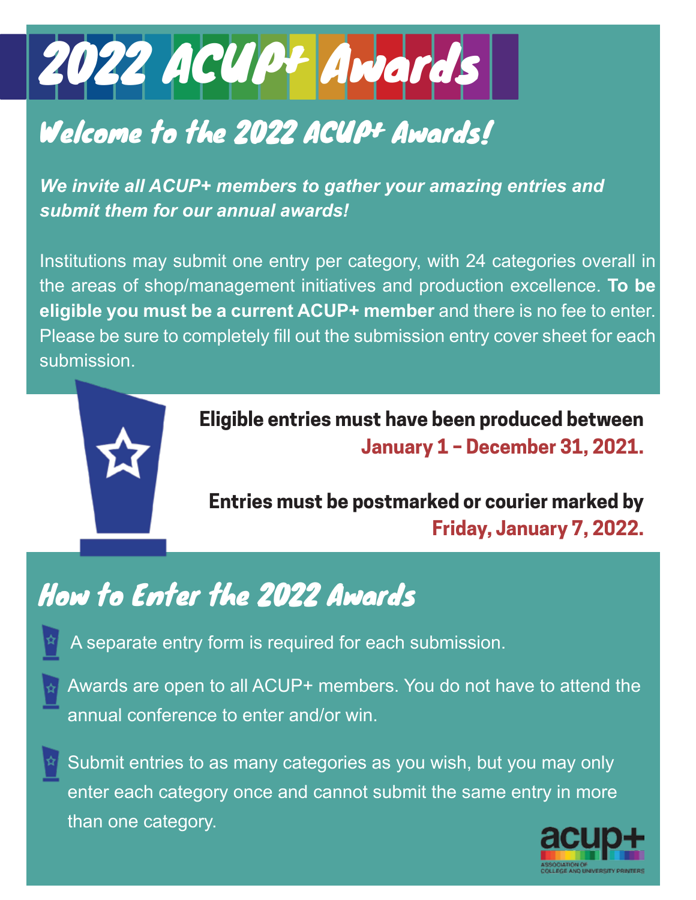# 2022 ACUP+ Awards

## Welcome to the 2022 ACUP+ Awards!

***We invite all ACUP+ members to gather your amazing entries and submit them for our annual awards!***

Institutions may submit one entry per category, with 24 categories overall in the areas of shop/management initiatives and production excellence. **To be eligible you must be a current ACUP+ member** and there is no fee to enter. Please be sure to completely fill out the submission entry cover sheet for each submission.

**Eligible entries must have been produced between January 1 – December 31, 2021.**

**Entries must be postmarked or courier marked by Friday, January 7, 2022.**

## How to Enter the 2022 Awards

- A separate entry form is required for each submission.
- Awards are open to all ACUP+ members. You do not have to attend the annual conference to enter and/or win.
- Submit entries to as many categories as you wish, but you may only enter each category once and cannot submit the same entry in more than one category.

acup+
ASSOCIATION OF COLLEGE AND UNIVERSITY PRINTERS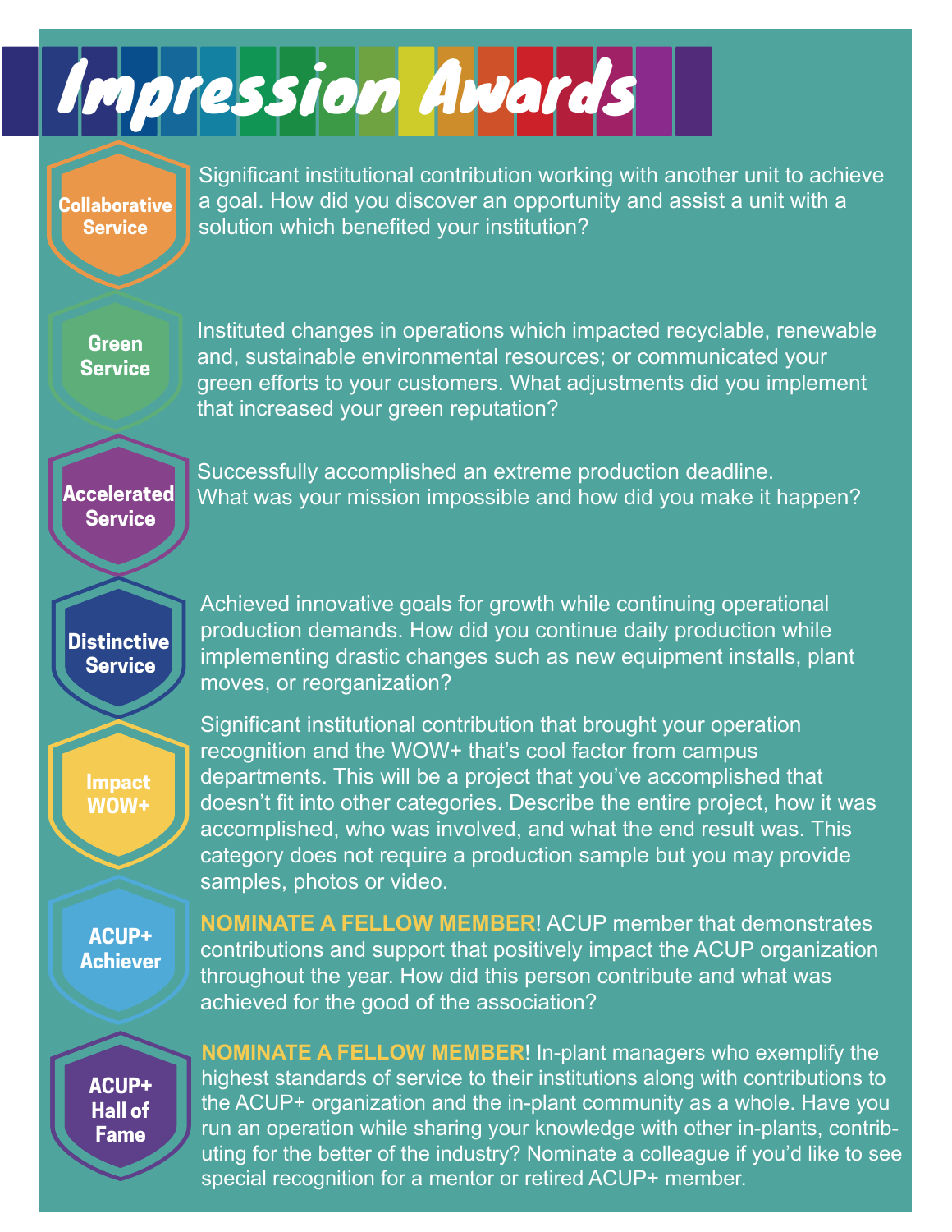# Impression Awards

### Collaborative Service

Significant institutional contribution working with another unit to achieve a goal. How did you discover an opportunity and assist a unit with a solution which benefited your institution?

### Green Service

Instituted changes in operations which impacted recyclable, renewable and, sustainable environmental resources; or communicated your green efforts to your customers. What adjustments did you implement that increased your green reputation?

### Accelerated Service

Successfully accomplished an extreme production deadline. What was your mission impossible and how did you make it happen?

### Distinctive Service

Achieved innovative goals for growth while continuing operational production demands. How did you continue daily production while implementing drastic changes such as new equipment installs, plant moves, or reorganization?

### Impact WOW+

Significant institutional contribution that brought your operation recognition and the WOW+ that's cool factor from campus departments. This will be a project that you've accomplished that doesn't fit into other categories. Describe the entire project, how it was accomplished, who was involved, and what the end result was. This category does not require a production sample but you may provide samples, photos or video.

### ACUP+ Achiever

**NOMINATE A FELLOW MEMBER**! ACUP member that demonstrates contributions and support that positively impact the ACUP organization throughout the year. How did this person contribute and what was achieved for the good of the association?

### ACUP+ Hall of Fame

**NOMINATE A FELLOW MEMBER**! In-plant managers who exemplify the highest standards of service to their institutions along with contributions to the ACUP+ organization and the in-plant community as a whole. Have you run an operation while sharing your knowledge with other in-plants, contributing for the better of the industry? Nominate a colleague if you'd like to see special recognition for a mentor or retired ACUP+ member.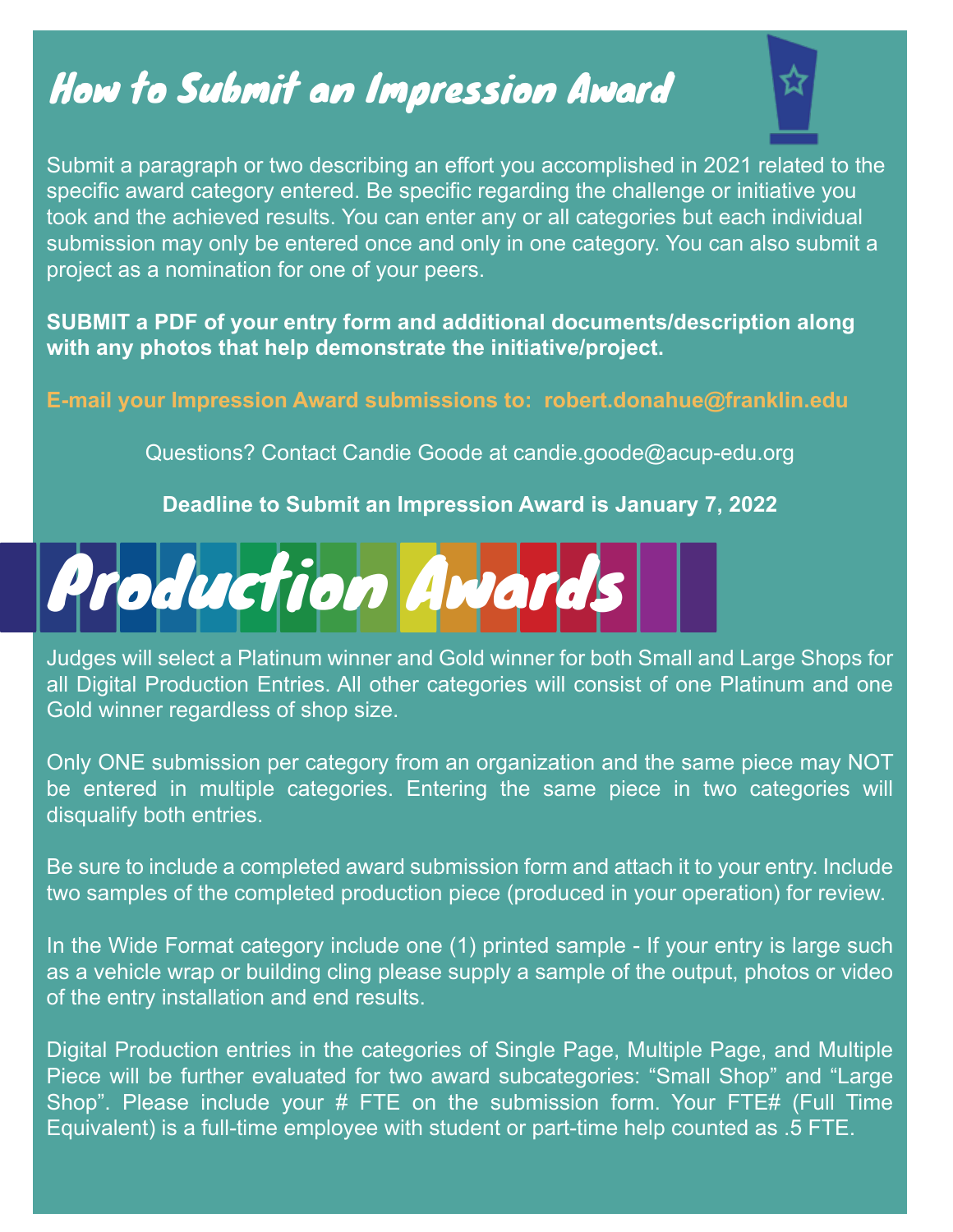# How to Submit an Impression Award

Submit a paragraph or two describing an effort you accomplished in 2021 related to the specific award category entered. Be specific regarding the challenge or initiative you took and the achieved results. You can enter any or all categories but each individual submission may only be entered once and only in one category. You can also submit a project as a nomination for one of your peers.

**SUBMIT a PDF of your entry form and additional documents/description along with any photos that help demonstrate the initiative/project.**

**E-mail your Impression Award submissions to: robert.donahue@franklin.edu**

Questions? Contact Candie Goode at candie.goode@acup-edu.org

**Deadline to Submit an Impression Award is January 7, 2022**

# Production Awards

Judges will select a Platinum winner and Gold winner for both Small and Large Shops for all Digital Production Entries. All other categories will consist of one Platinum and one Gold winner regardless of shop size.

Only ONE submission per category from an organization and the same piece may NOT be entered in multiple categories. Entering the same piece in two categories will disqualify both entries.

Be sure to include a completed award submission form and attach it to your entry. Include two samples of the completed production piece (produced in your operation) for review.

In the Wide Format category include one (1) printed sample - If your entry is large such as a vehicle wrap or building cling please supply a sample of the output, photos or video of the entry installation and end results.

Digital Production entries in the categories of Single Page, Multiple Page, and Multiple Piece will be further evaluated for two award subcategories: "Small Shop" and "Large Shop". Please include your # FTE on the submission form. Your FTE# (Full Time Equivalent) is a full-time employee with student or part-time help counted as .5 FTE.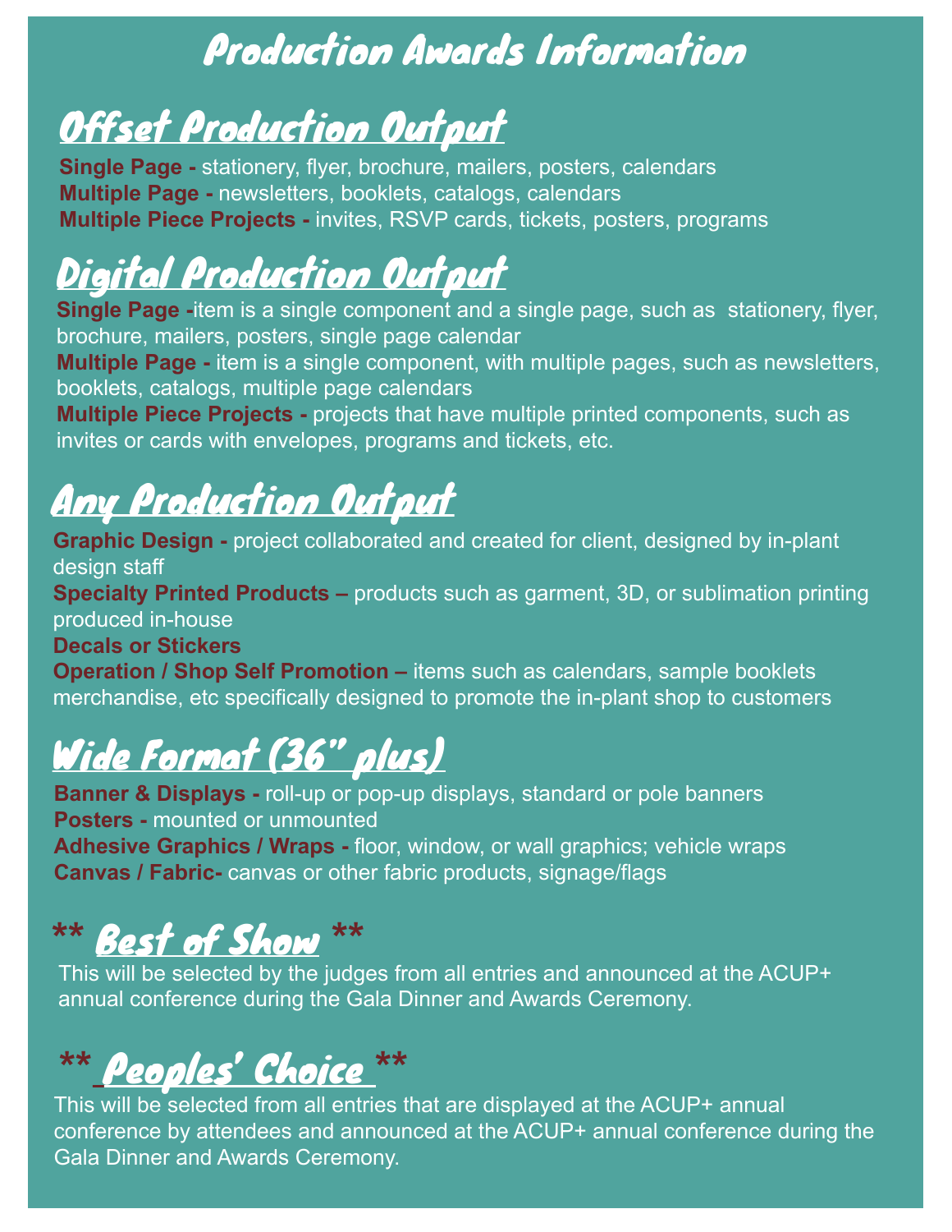# Production Awards Information

## Offset Production Output

**Single Page -** stationery, flyer, brochure, mailers, posters, calendars
**Multiple Page -** newsletters, booklets, catalogs, calendars
**Multiple Piece Projects -** invites, RSVP cards, tickets, posters, programs

## Digital Production Output

**Single Page -**item is a single component and a single page, such as stationery, flyer, brochure, mailers, posters, single page calendar
**Multiple Page -** item is a single component, with multiple pages, such as newsletters, booklets, catalogs, multiple page calendars
**Multiple Piece Projects -** projects that have multiple printed components, such as invites or cards with envelopes, programs and tickets, etc.

## Any Production Output

**Graphic Design -** project collaborated and created for client, designed by in-plant design staff
**Specialty Printed Products –** products such as garment, 3D, or sublimation printing produced in-house
**Decals or Stickers**
**Operation / Shop Self Promotion –** items such as calendars, sample booklets merchandise, etc specifically designed to promote the in-plant shop to customers

## Wide Format (36" plus)

**Banner & Displays -** roll-up or pop-up displays, standard or pole banners
**Posters -** mounted or unmounted
**Adhesive Graphics / Wraps -** floor, window, or wall graphics; vehicle wraps
**Canvas / Fabric-** canvas or other fabric products, signage/flags

## ** Best of Show **

This will be selected by the judges from all entries and announced at the ACUP+ annual conference during the Gala Dinner and Awards Ceremony.

## ** Peoples' Choice **

This will be selected from all entries that are displayed at the ACUP+ annual conference by attendees and announced at the ACUP+ annual conference during the Gala Dinner and Awards Ceremony.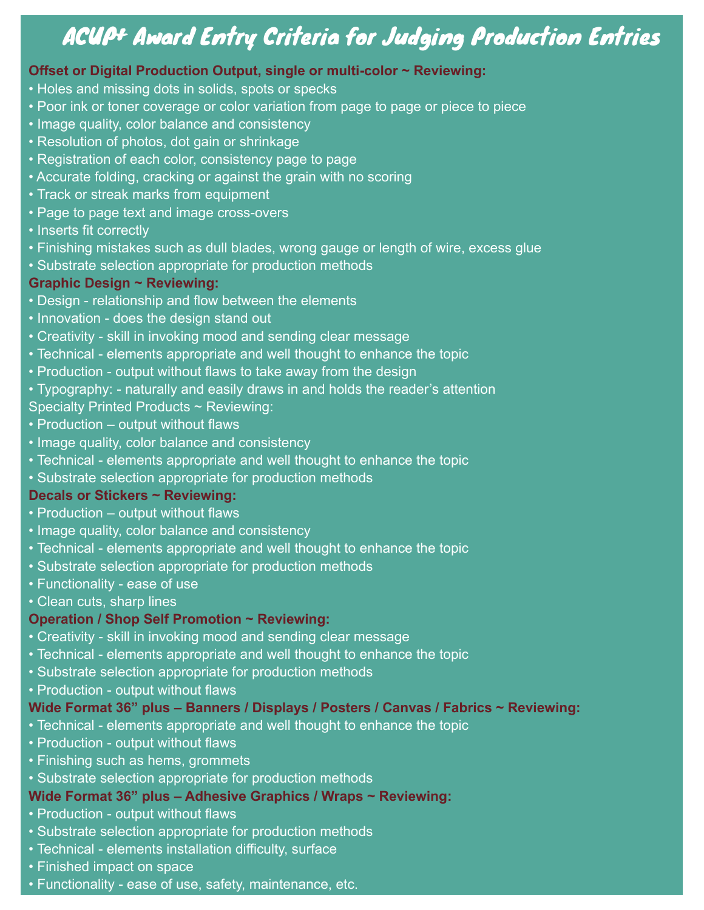# ACUP+ Award Entry Criteria for Judging Production Entries

**Offset or Digital Production Output, single or multi-color ~ Reviewing:**

- Holes and missing dots in solids, spots or specks
- Poor ink or toner coverage or color variation from page to page or piece to piece
- Image quality, color balance and consistency
- Resolution of photos, dot gain or shrinkage
- Registration of each color, consistency page to page
- Accurate folding, cracking or against the grain with no scoring
- Track or streak marks from equipment
- Page to page text and image cross-overs
- Inserts fit correctly
- Finishing mistakes such as dull blades, wrong gauge or length of wire, excess glue
- Substrate selection appropriate for production methods

**Graphic Design ~ Reviewing:**

- Design - relationship and flow between the elements
- Innovation - does the design stand out
- Creativity - skill in invoking mood and sending clear message
- Technical - elements appropriate and well thought to enhance the topic
- Production - output without flaws to take away from the design
- Typography: - naturally and easily draws in and holds the reader's attention

Specialty Printed Products ~ Reviewing:

- Production – output without flaws
- Image quality, color balance and consistency
- Technical - elements appropriate and well thought to enhance the topic
- Substrate selection appropriate for production methods

**Decals or Stickers ~ Reviewing:**

- Production – output without flaws
- Image quality, color balance and consistency
- Technical - elements appropriate and well thought to enhance the topic
- Substrate selection appropriate for production methods
- Functionality - ease of use
- Clean cuts, sharp lines

**Operation / Shop Self Promotion ~ Reviewing:**

- Creativity - skill in invoking mood and sending clear message
- Technical - elements appropriate and well thought to enhance the topic
- Substrate selection appropriate for production methods
- Production - output without flaws

**Wide Format 36" plus – Banners / Displays / Posters / Canvas / Fabrics ~ Reviewing:**

- Technical - elements appropriate and well thought to enhance the topic
- Production - output without flaws
- Finishing such as hems, grommets
- Substrate selection appropriate for production methods

**Wide Format 36" plus – Adhesive Graphics / Wraps ~ Reviewing:**

- Production - output without flaws
- Substrate selection appropriate for production methods
- Technical - elements installation difficulty, surface
- Finished impact on space
- Functionality - ease of use, safety, maintenance, etc.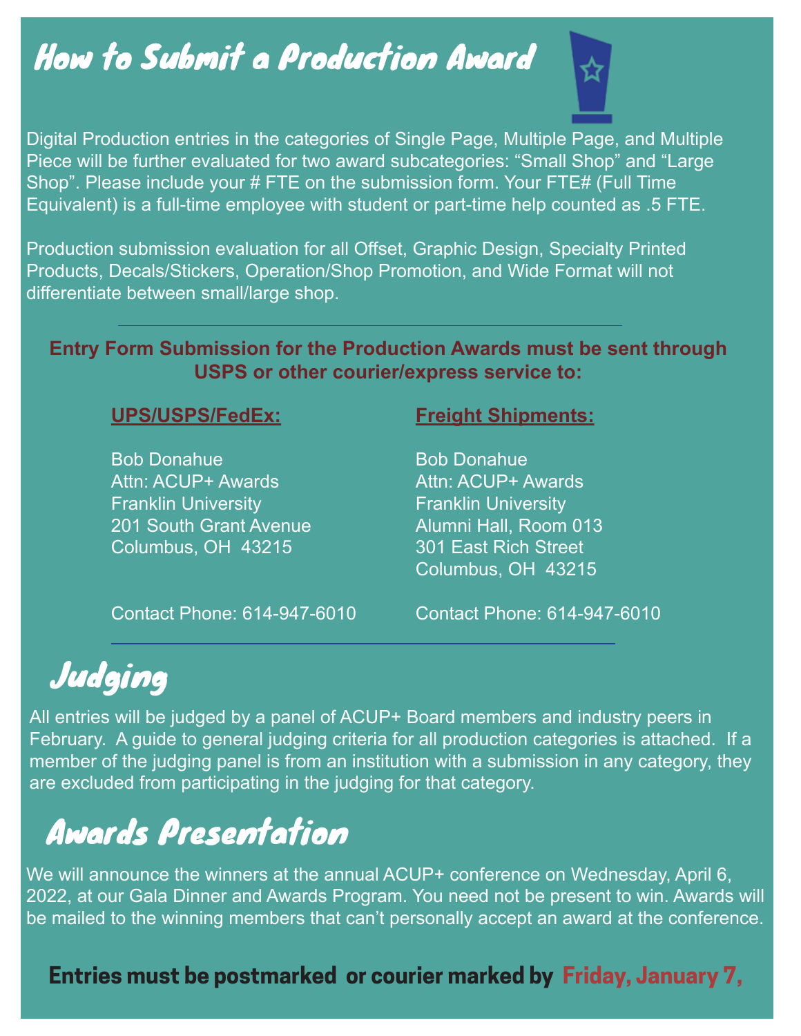# How to Submit a Production Award

Digital Production entries in the categories of Single Page, Multiple Page, and Multiple Piece will be further evaluated for two award subcategories: "Small Shop" and "Large Shop". Please include your # FTE on the submission form. Your FTE# (Full Time Equivalent) is a full-time employee with student or part-time help counted as .5 FTE.

Production submission evaluation for all Offset, Graphic Design, Specialty Printed Products, Decals/Stickers, Operation/Shop Promotion, and Wide Format will not differentiate between small/large shop.

---

**Entry Form Submission for the Production Awards must be sent through USPS or other courier/express service to:**

**UPS/USPS/FedEx:**

Bob Donahue
Attn: ACUP+ Awards
Franklin University
201 South Grant Avenue
Columbus, OH 43215

Contact Phone: 614-947-6010

**Freight Shipments:**

Bob Donahue
Attn: ACUP+ Awards
Franklin University
Alumni Hall, Room 013
301 East Rich Street
Columbus, OH 43215

Contact Phone: 614-947-6010

---

## Judging

All entries will be judged by a panel of ACUP+ Board members and industry peers in February. A guide to general judging criteria for all production categories is attached. If a member of the judging panel is from an institution with a submission in any category, they are excluded from participating in the judging for that category.

## Awards Presentation

We will announce the winners at the annual ACUP+ conference on Wednesday, April 6, 2022, at our Gala Dinner and Awards Program. You need not be present to win. Awards will be mailed to the winning members that can't personally accept an award at the conference.

**Entries must be postmarked or courier marked by Friday, January 7,**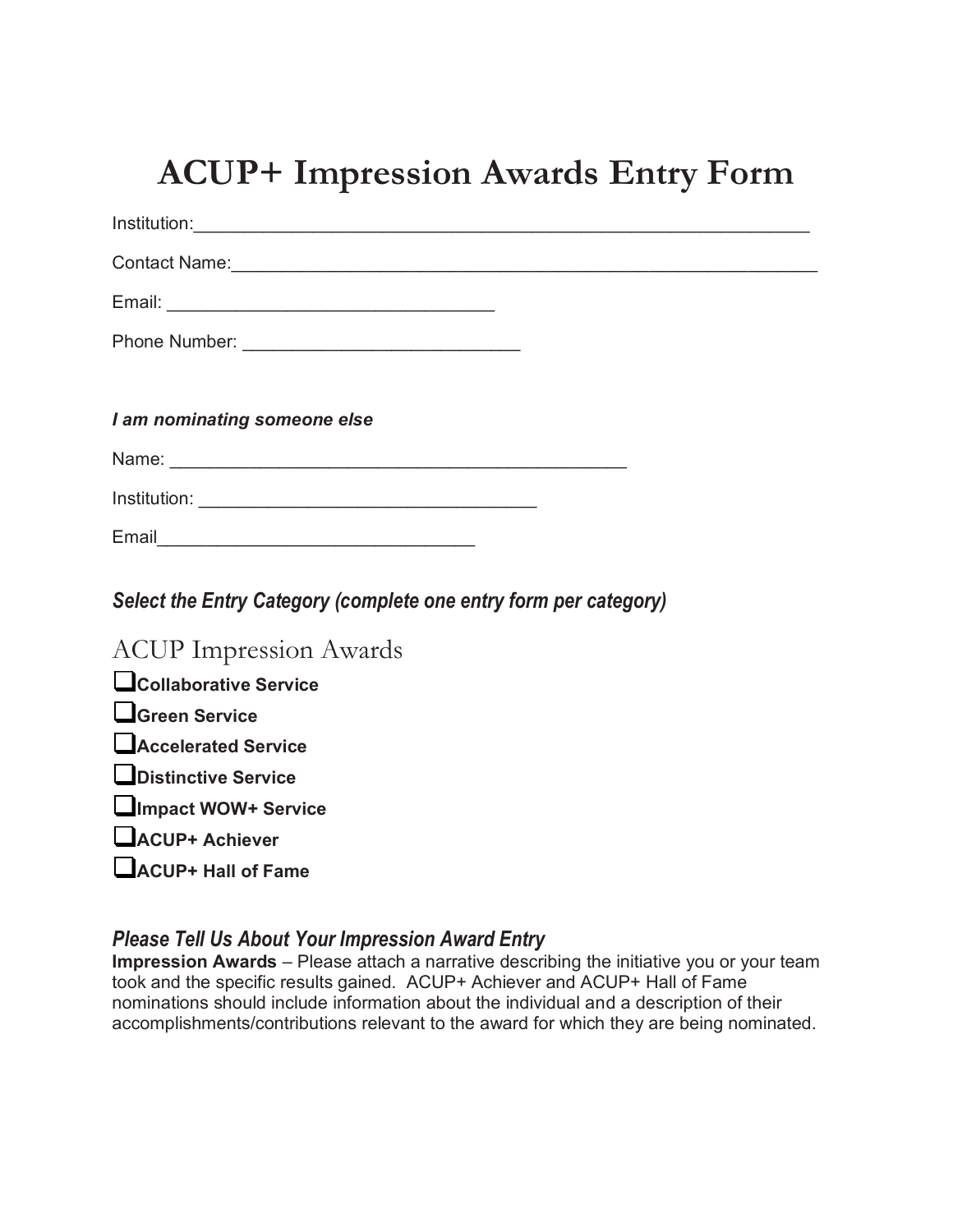# ACUP+ Impression Awards Entry Form

Institution:_______________________________________________________________

Contact Name:_____________________________________________________________

Email: _________________________________

Phone Number: ____________________________

***I am nominating someone else***

Name: _______________________________________________

Institution: __________________________________

Email________________________________

***Select the Entry Category (complete one entry form per category)***

## ACUP Impression Awards

- ❑ **Collaborative Service**
- ❑ **Green Service**
- ❑ **Accelerated Service**
- ❑ **Distinctive Service**
- ❑ **Impact WOW+ Service**
- ❑ **ACUP+ Achiever**
- ❑ **ACUP+ Hall of Fame**

***Please Tell Us About Your Impression Award Entry***

**Impression Awards** – Please attach a narrative describing the initiative you or your team took and the specific results gained. ACUP+ Achiever and ACUP+ Hall of Fame nominations should include information about the individual and a description of their accomplishments/contributions relevant to the award for which they are being nominated.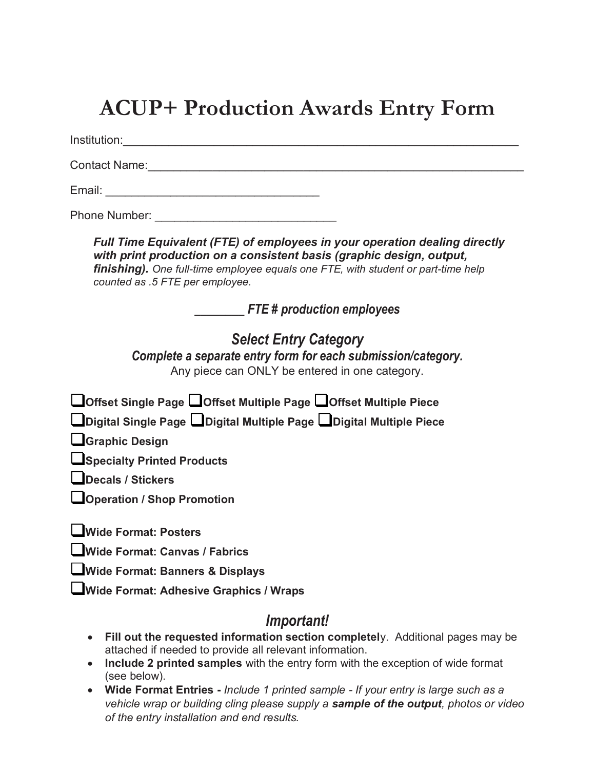# ACUP+ Production Awards Entry Form

Institution:_______________________________________________________________

Contact Name:_____________________________________________________________

Email: _________________________________

Phone Number: ____________________________

***Full Time Equivalent (FTE) of employees in your operation dealing directly with print production on a consistent basis (graphic design, output, finishing).*** *One full-time employee equals one FTE, with student or part-time help counted as .5 FTE per employee.*

***________ FTE # production employees***

## *Select Entry Category*

***Complete a separate entry form for each submission/category.***

Any piece can ONLY be entered in one category.

❑ **Offset Single Page** ❑ **Offset Multiple Page** ❑ **Offset Multiple Piece**

❑ **Digital Single Page** ❑ **Digital Multiple Page** ❑ **Digital Multiple Piece**

❑ **Graphic Design**

❑ **Specialty Printed Products**

❑ **Decals / Stickers**

❑ **Operation / Shop Promotion**

❑ **Wide Format: Posters**

❑ **Wide Format: Canvas / Fabrics**

❑ **Wide Format: Banners & Displays**

❑ **Wide Format: Adhesive Graphics / Wraps**

## *Important!*

- **Fill out the requested information section completel**y. Additional pages may be attached if needed to provide all relevant information.
- **Include 2 printed samples** with the entry form with the exception of wide format (see below).
- **Wide Format Entries -** *Include 1 printed sample - If your entry is large such as a vehicle wrap or building cling please supply a **sample of the output**, photos or video of the entry installation and end results.*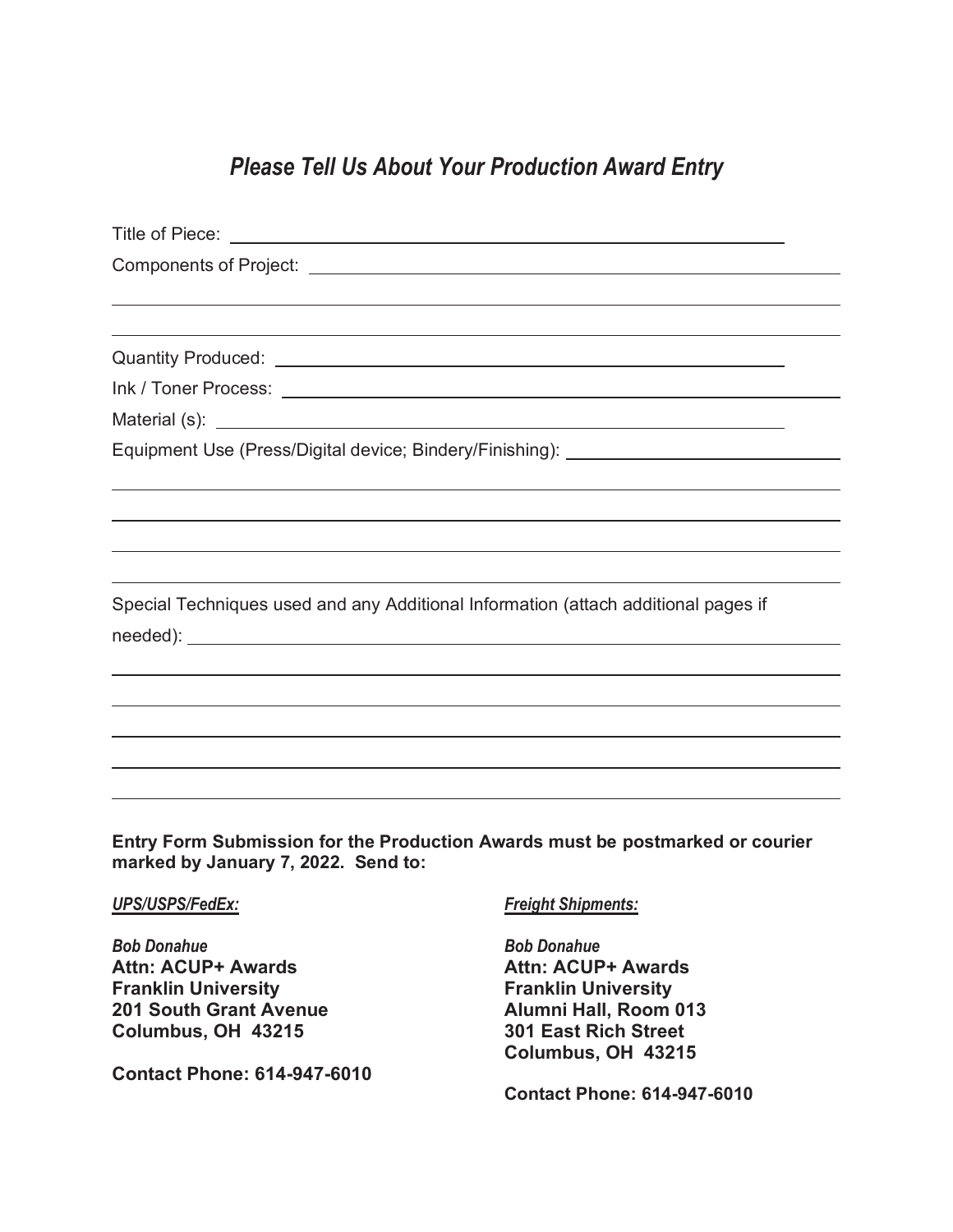## *Please Tell Us About Your Production Award Entry*

Title of Piece: \_\_\_\_\_\_\_\_\_\_\_\_\_\_\_\_\_\_\_\_\_\_\_\_\_\_\_\_\_\_\_\_\_\_\_\_\_\_\_\_

Components of Project: \_\_\_\_\_\_\_\_\_\_\_\_\_\_\_\_\_\_\_\_\_\_\_\_\_\_\_\_\_\_\_\_\_\_\_\_\_\_\_\_

\_\_\_\_\_\_\_\_\_\_\_\_\_\_\_\_\_\_\_\_\_\_\_\_\_\_\_\_\_\_\_\_\_\_\_\_\_\_\_\_\_\_\_\_\_\_\_\_\_\_\_\_\_\_\_\_

\_\_\_\_\_\_\_\_\_\_\_\_\_\_\_\_\_\_\_\_\_\_\_\_\_\_\_\_\_\_\_\_\_\_\_\_\_\_\_\_\_\_\_\_\_\_\_\_\_\_\_\_\_\_\_\_

Quantity Produced: \_\_\_\_\_\_\_\_\_\_\_\_\_\_\_\_\_\_\_\_\_\_\_\_\_\_\_\_\_\_\_\_\_\_\_\_\_\_\_\_

Ink / Toner Process: \_\_\_\_\_\_\_\_\_\_\_\_\_\_\_\_\_\_\_\_\_\_\_\_\_\_\_\_\_\_\_\_\_\_\_\_\_\_\_\_

Material (s): \_\_\_\_\_\_\_\_\_\_\_\_\_\_\_\_\_\_\_\_\_\_\_\_\_\_\_\_\_\_\_\_\_\_\_\_\_\_\_\_

Equipment Use (Press/Digital device; Bindery/Finishing): \_\_\_\_\_\_\_\_\_\_\_\_\_\_\_\_\_\_\_\_\_\_\_\_

\_\_\_\_\_\_\_\_\_\_\_\_\_\_\_\_\_\_\_\_\_\_\_\_\_\_\_\_\_\_\_\_\_\_\_\_\_\_\_\_\_\_\_\_\_\_\_\_\_\_\_\_\_\_\_\_

\_\_\_\_\_\_\_\_\_\_\_\_\_\_\_\_\_\_\_\_\_\_\_\_\_\_\_\_\_\_\_\_\_\_\_\_\_\_\_\_\_\_\_\_\_\_\_\_\_\_\_\_\_\_\_\_

\_\_\_\_\_\_\_\_\_\_\_\_\_\_\_\_\_\_\_\_\_\_\_\_\_\_\_\_\_\_\_\_\_\_\_\_\_\_\_\_\_\_\_\_\_\_\_\_\_\_\_\_\_\_\_\_

\_\_\_\_\_\_\_\_\_\_\_\_\_\_\_\_\_\_\_\_\_\_\_\_\_\_\_\_\_\_\_\_\_\_\_\_\_\_\_\_\_\_\_\_\_\_\_\_\_\_\_\_\_\_\_\_

Special Techniques used and any Additional Information (attach additional pages if needed): \_\_\_\_\_\_\_\_\_\_\_\_\_\_\_\_\_\_\_\_\_\_\_\_\_\_\_\_\_\_\_\_\_\_\_\_\_\_\_\_

\_\_\_\_\_\_\_\_\_\_\_\_\_\_\_\_\_\_\_\_\_\_\_\_\_\_\_\_\_\_\_\_\_\_\_\_\_\_\_\_\_\_\_\_\_\_\_\_\_\_\_\_\_\_\_\_

\_\_\_\_\_\_\_\_\_\_\_\_\_\_\_\_\_\_\_\_\_\_\_\_\_\_\_\_\_\_\_\_\_\_\_\_\_\_\_\_\_\_\_\_\_\_\_\_\_\_\_\_\_\_\_\_

\_\_\_\_\_\_\_\_\_\_\_\_\_\_\_\_\_\_\_\_\_\_\_\_\_\_\_\_\_\_\_\_\_\_\_\_\_\_\_\_\_\_\_\_\_\_\_\_\_\_\_\_\_\_\_\_

\_\_\_\_\_\_\_\_\_\_\_\_\_\_\_\_\_\_\_\_\_\_\_\_\_\_\_\_\_\_\_\_\_\_\_\_\_\_\_\_\_\_\_\_\_\_\_\_\_\_\_\_\_\_\_\_

\_\_\_\_\_\_\_\_\_\_\_\_\_\_\_\_\_\_\_\_\_\_\_\_\_\_\_\_\_\_\_\_\_\_\_\_\_\_\_\_\_\_\_\_\_\_\_\_\_\_\_\_\_\_\_\_

**Entry Form Submission for the Production Awards must be postmarked or courier marked by January 7, 2022. Send to:**

***<u>UPS/USPS/FedEx:</u>***

***Bob Donahue***
**Attn: ACUP+ Awards**
**Franklin University**
**201 South Grant Avenue**
**Columbus, OH 43215**

**Contact Phone: 614-947-6010**

***<u>Freight Shipments:</u>***

***Bob Donahue***
**Attn: ACUP+ Awards**
**Franklin University**
**Alumni Hall, Room 013**
**301 East Rich Street**
**Columbus, OH 43215**

**Contact Phone: 614-947-6010**